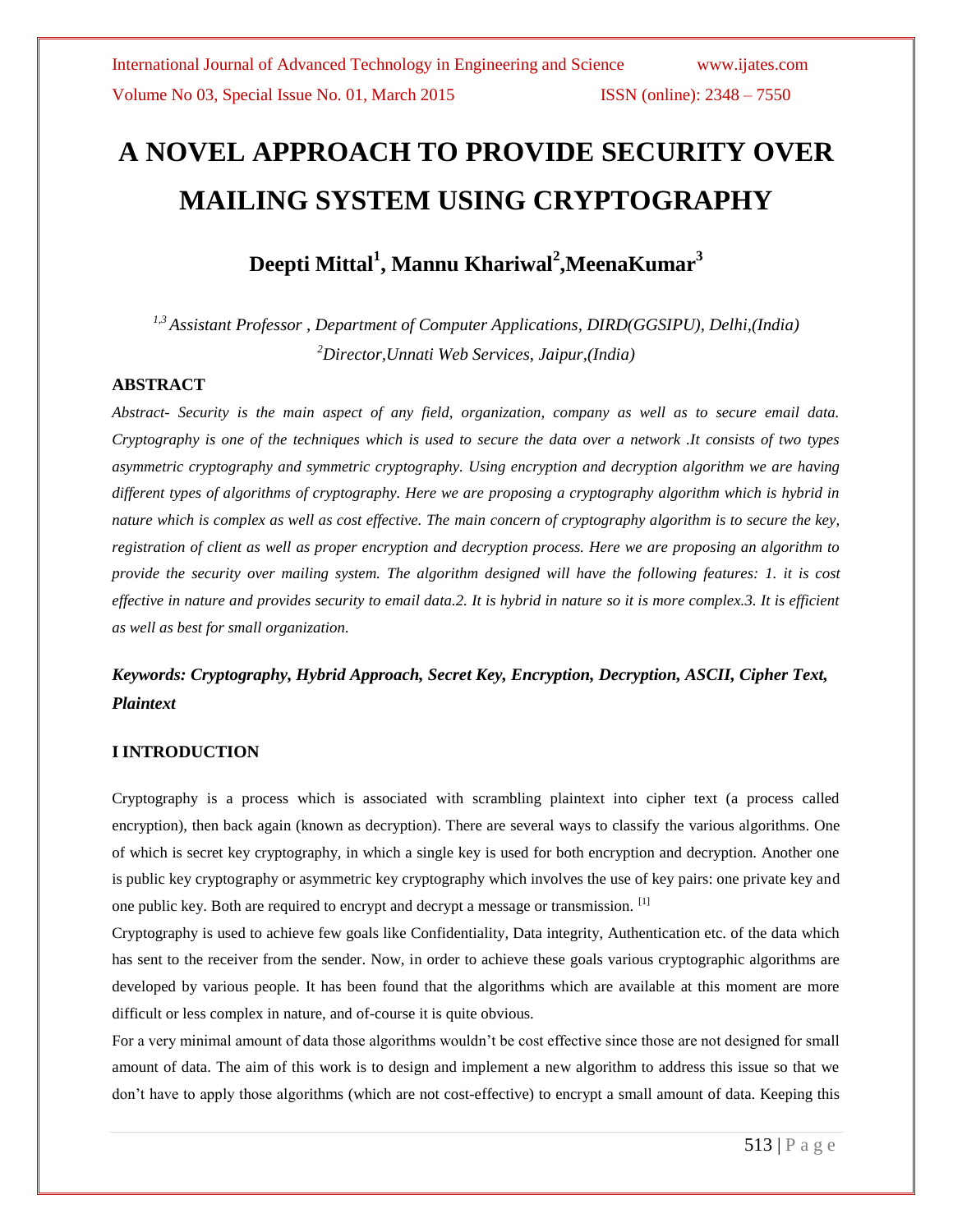# A NOVEL APPROACH TO PROVIDE SECURITY OVER MAILING SYSTEM USING CRYPTOGRAPHY

**Deepti Mittal[1], Mannu Khariwal[2],MeenaKumar[3]**

*[1,3] Assistant Professor , Department of Computer Applications, DIRD(GGSIPU), Delhi,(India)*
*[2]Director,Unnati Web Services, Jaipur,(India)*

## ABSTRACT

*Abstract- Security is the main aspect of any field, organization, company as well as to secure email data. Cryptography is one of the techniques which is used to secure the data over a network .It consists of two types asymmetric cryptography and symmetric cryptography. Using encryption and decryption algorithm we are having different types of algorithms of cryptography. Here we are proposing a cryptography algorithm which is hybrid in nature which is complex as well as cost effective. The main concern of cryptography algorithm is to secure the key, registration of client as well as proper encryption and decryption process. Here we are proposing an algorithm to provide the security over mailing system. The algorithm designed will have the following features: 1. it is cost effective in nature and provides security to email data.2. It is hybrid in nature so it is more complex.3. It is efficient as well as best for small organization.*

***Keywords: Cryptography, Hybrid Approach, Secret Key, Encryption, Decryption, ASCII, Cipher Text, Plaintext***

## I INTRODUCTION

Cryptography is a process which is associated with scrambling plaintext into cipher text (a process called encryption), then back again (known as decryption). There are several ways to classify the various algorithms. One of which is secret key cryptography, in which a single key is used for both encryption and decryption. Another one is public key cryptography or asymmetric key cryptography which involves the use of key pairs: one private key and one public key. Both are required to encrypt and decrypt a message or transmission. [1]

Cryptography is used to achieve few goals like Confidentiality, Data integrity, Authentication etc. of the data which has sent to the receiver from the sender. Now, in order to achieve these goals various cryptographic algorithms are developed by various people. It has been found that the algorithms which are available at this moment are more difficult or less complex in nature, and of-course it is quite obvious.

For a very minimal amount of data those algorithms wouldn't be cost effective since those are not designed for small amount of data. The aim of this work is to design and implement a new algorithm to address this issue so that we don't have to apply those algorithms (which are not cost-effective) to encrypt a small amount of data. Keeping this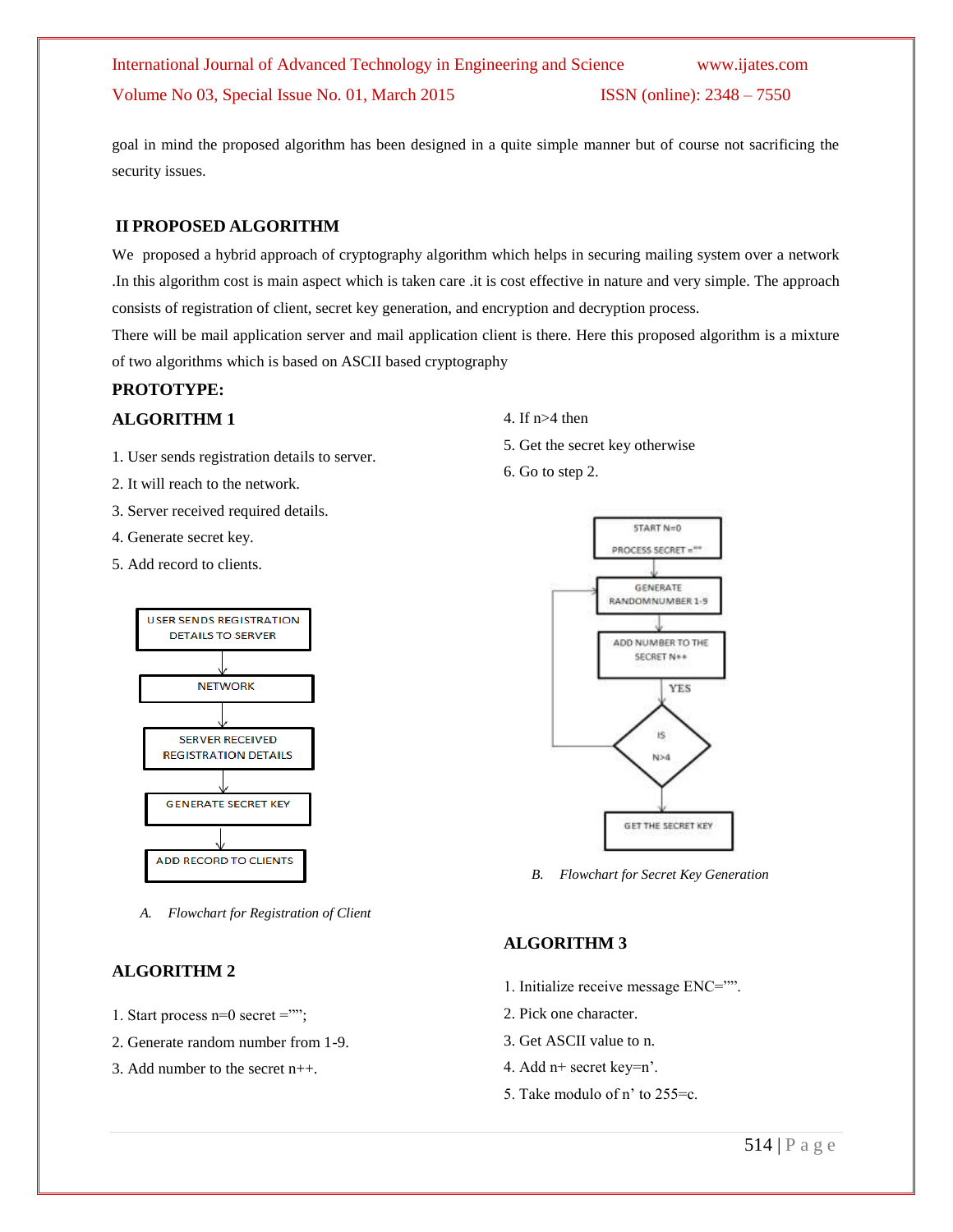goal in mind the proposed algorithm has been designed in a quite simple manner but of course not sacrificing the security issues.

## II PROPOSED ALGORITHM

We proposed a hybrid approach of cryptography algorithm which helps in securing mailing system over a network .In this algorithm cost is main aspect which is taken care .it is cost effective in nature and very simple. The approach consists of registration of client, secret key generation, and encryption and decryption process.

There will be mail application server and mail application client is there. Here this proposed algorithm is a mixture of two algorithms which is based on ASCII based cryptography

**PROTOTYPE:**

### ALGORITHM 1

1. User sends registration details to server.
2. It will reach to the network.
3. Server received required details.
4. Generate secret key.
5. Add record to clients.

USER SENDS REGISTRATION DETAILS TO SERVER → NETWORK → SERVER RECEIVED REGISTRATION DETAILS → GENERATE SECRET KEY → ADD RECORD TO CLIENTS

*A. Flowchart for Registration of Client*

### ALGORITHM 2

1. Start process n=0 secret ="";
2. Generate random number from 1-9.
3. Add number to the secret n++.
4. If n>4 then
5. Get the secret key otherwise
6. Go to step 2.

START N=0 PROCESS SECRET ="" → GENERATE RANDOMNUMBER 1-9 → ADD NUMBER TO THE SECRET N++ → IS N>4 → (YES) GET THE SECRET KEY; (otherwise back to GENERATE RANDOMNUMBER 1-9)

*B. Flowchart for Secret Key Generation*

### ALGORITHM 3

1. Initialize receive message ENC="".
2. Pick one character.
3. Get ASCII value to n.
4. Add n+ secret key=n'.
5. Take modulo of n' to 255=c.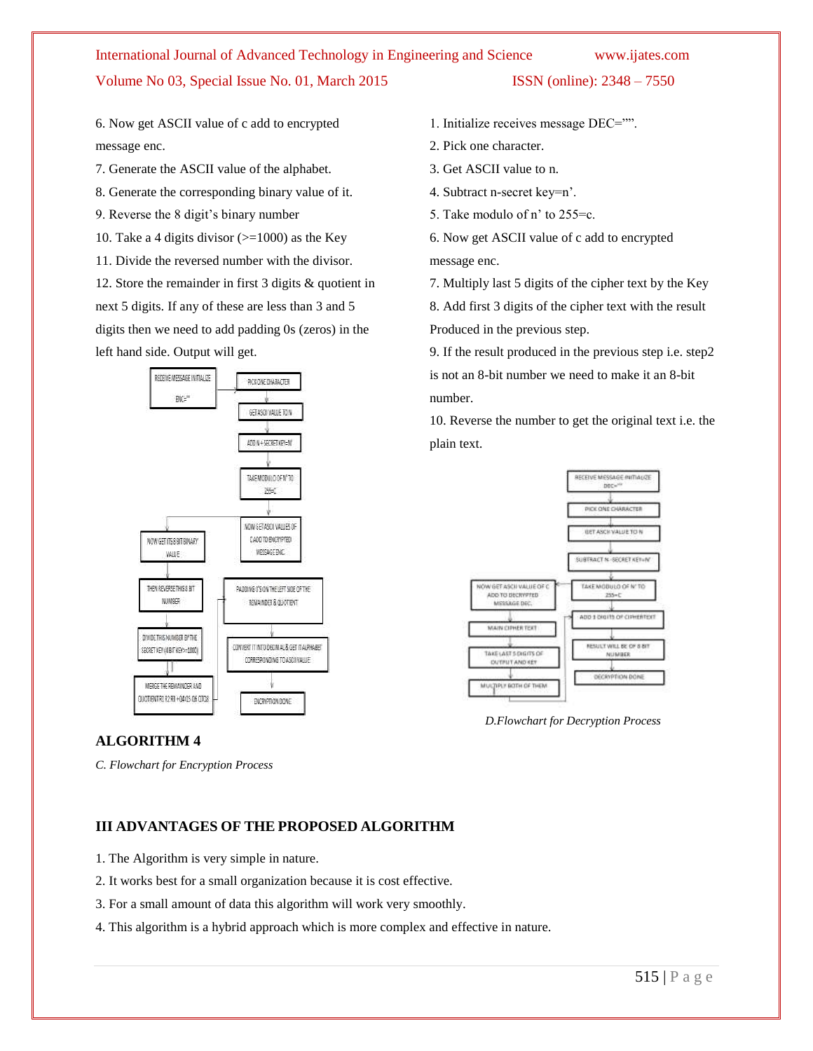6. Now get ASCII value of c add to encrypted message enc.

7. Generate the ASCII value of the alphabet.

8. Generate the corresponding binary value of it.

9. Reverse the 8 digit's binary number

10. Take a 4 digits divisor (>=1000) as the Key

11. Divide the reversed number with the divisor.

12. Store the remainder in first 3 digits & quotient in next 5 digits. If any of these are less than 3 and 5 digits then we need to add padding 0s (zeros) in the left hand side. Output will get.

### ALGORITHM 4

*C. Flowchart for Encryption Process*

1. Initialize receives message DEC="".
2. Pick one character.
3. Get ASCII value to n.
4. Subtract n-secret key=n'.
5. Take modulo of n' to 255=c.
6. Now get ASCII value of c add to encrypted message enc.
7. Multiply last 5 digits of the cipher text by the Key
8. Add first 3 digits of the cipher text with the result Produced in the previous step.
9. If the result produced in the previous step i.e. step2 is not an 8-bit number we need to make it an 8-bit number.
10. Reverse the number to get the original text i.e. the plain text.

*D.Flowchart for Decryption Process*

## III ADVANTAGES OF THE PROPOSED ALGORITHM

1. The Algorithm is very simple in nature.
2. It works best for a small organization because it is cost effective.
3. For a small amount of data this algorithm will work very smoothly.
4. This algorithm is a hybrid approach which is more complex and effective in nature.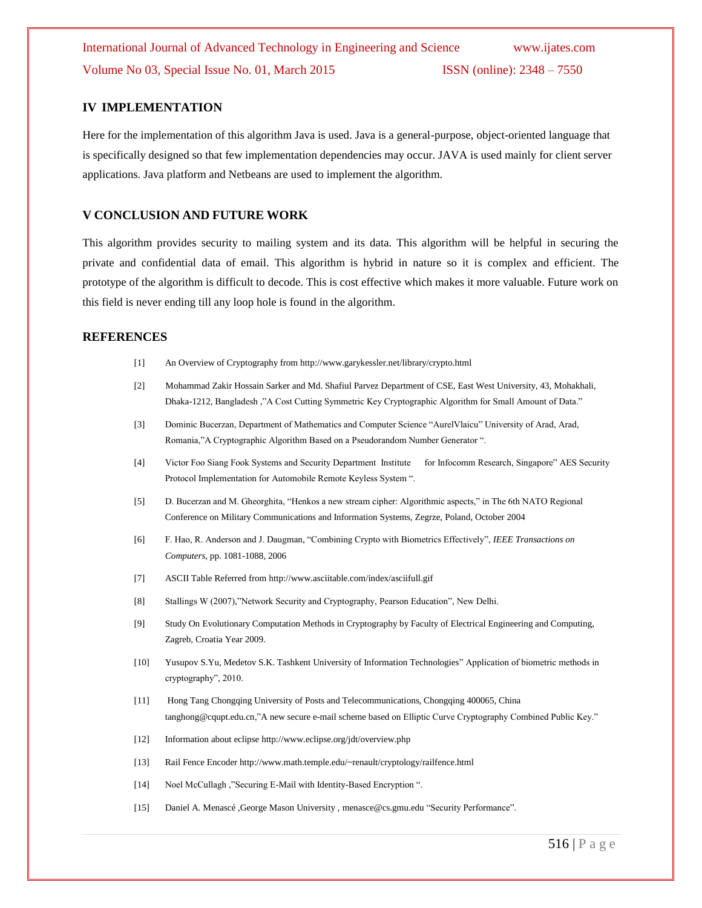## IV IMPLEMENTATION

Here for the implementation of this algorithm Java is used. Java is a general-purpose, object-oriented language that is specifically designed so that few implementation dependencies may occur. JAVA is used mainly for client server applications. Java platform and Netbeans are used to implement the algorithm.

## V CONCLUSION AND FUTURE WORK

This algorithm provides security to mailing system and its data. This algorithm will be helpful in securing the private and confidential data of email. This algorithm is hybrid in nature so it is complex and efficient. The prototype of the algorithm is difficult to decode. This is cost effective which makes it more valuable. Future work on this field is never ending till any loop hole is found in the algorithm.

## REFERENCES

[1] An Overview of Cryptography from http://www.garykessler.net/library/crypto.html

[2] Mohammad Zakir Hossain Sarker and Md. Shafiul Parvez Department of CSE, East West University, 43, Mohakhali, Dhaka-1212, Bangladesh ,"A Cost Cutting Symmetric Key Cryptographic Algorithm for Small Amount of Data."

[3] Dominic Bucerzan, Department of Mathematics and Computer Science "AurelVlaicu" University of Arad, Arad, Romania,"A Cryptographic Algorithm Based on a Pseudorandom Number Generator ".

[4] Victor Foo Siang Fook Systems and Security Department Institute for Infocomm Research, Singapore" AES Security Protocol Implementation for Automobile Remote Keyless System ".

[5] D. Bucerzan and M. Gheorghita, "Henkos a new stream cipher: Algorithmic aspects," in The 6th NATO Regional Conference on Military Communications and Information Systems, Zegrze, Poland, October 2004

[6] F. Hao, R. Anderson and J. Daugman, "Combining Crypto with Biometrics Effectively", *IEEE Transactions on Computers*, pp. 1081-1088, 2006

[7] ASCII Table Referred from http://www.asciitable.com/index/asciifull.gif

[8] Stallings W (2007),"Network Security and Cryptography, Pearson Education", New Delhi.

[9] Study On Evolutionary Computation Methods in Cryptography by Faculty of Electrical Engineering and Computing, Zagreb, Croatia Year 2009.

[10] Yusupov S.Yu, Medetov S.K. Tashkent University of Information Technologies" Application of biometric methods in cryptography", 2010.

[11] Hong Tang Chongqing University of Posts and Telecommunications, Chongqing 400065, China tanghong@cqupt.edu.cn,"A new secure e-mail scheme based on Elliptic Curve Cryptography Combined Public Key."

[12] Information about eclipse http://www.eclipse.org/jdt/overview.php

[13] Rail Fence Encoder http://www.math.temple.edu/~renault/cryptology/railfence.html

[14] Noel McCullagh ,"Securing E-Mail with Identity-Based Encryption ".

[15] Daniel A. Menascé ,George Mason University , menasce@cs.gmu.edu "Security Performance".